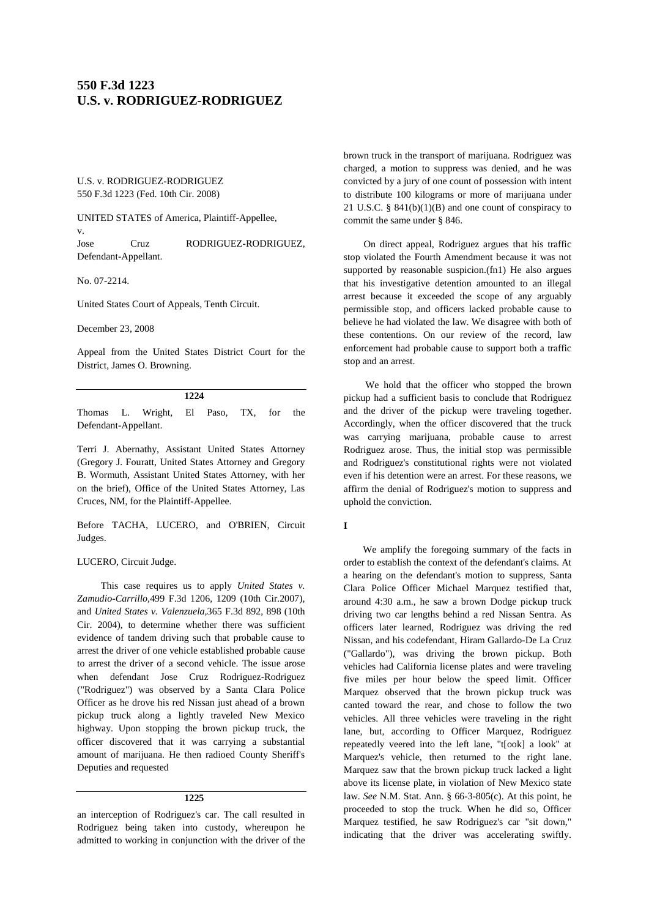# 550 F.3d 1223
# U.S. v. RODRIGUEZ-RODRIGUEZ

U.S. v. RODRIGUEZ-RODRIGUEZ
550 F.3d 1223 (Fed. 10th Cir. 2008)

UNITED STATES of America, Plaintiff-Appellee,
v.
Jose Cruz RODRIGUEZ-RODRIGUEZ, Defendant-Appellant.

No. 07-2214.

United States Court of Appeals, Tenth Circuit.

December 23, 2008

Appeal from the United States District Court for the District, James O. Browning.

**1224**

Thomas L. Wright, El Paso, TX, for the Defendant-Appellant.

Terri J. Abernathy, Assistant United States Attorney (Gregory J. Fouratt, United States Attorney and Gregory B. Wormuth, Assistant United States Attorney, with her on the brief), Office of the United States Attorney, Las Cruces, NM, for the Plaintiff-Appellee.

Before TACHA, LUCERO, and O'BRIEN, Circuit Judges.

LUCERO, Circuit Judge.

This case requires us to apply *United States v. Zamudio-Carrillo*,499 F.3d 1206, 1209 (10th Cir.2007), and *United States v. Valenzuela*,365 F.3d 892, 898 (10th Cir. 2004), to determine whether there was sufficient evidence of tandem driving such that probable cause to arrest the driver of one vehicle established probable cause to arrest the driver of a second vehicle. The issue arose when defendant Jose Cruz Rodriguez-Rodriguez ("Rodriguez") was observed by a Santa Clara Police Officer as he drove his red Nissan just ahead of a brown pickup truck along a lightly traveled New Mexico highway. Upon stopping the brown pickup truck, the officer discovered that it was carrying a substantial amount of marijuana. He then radioed County Sheriff's Deputies and requested

**1225**

an interception of Rodriguez's car. The call resulted in Rodriguez being taken into custody, whereupon he admitted to working in conjunction with the driver of the brown truck in the transport of marijuana. Rodriguez was charged, a motion to suppress was denied, and he was convicted by a jury of one count of possession with intent to distribute 100 kilograms or more of marijuana under 21 U.S.C. § 841(b)(1)(B) and one count of conspiracy to commit the same under § 846.

On direct appeal, Rodriguez argues that his traffic stop violated the Fourth Amendment because it was not supported by reasonable suspicion.(fn1) He also argues that his investigative detention amounted to an illegal arrest because it exceeded the scope of any arguably permissible stop, and officers lacked probable cause to believe he had violated the law. We disagree with both of these contentions. On our review of the record, law enforcement had probable cause to support both a traffic stop and an arrest.

We hold that the officer who stopped the brown pickup had a sufficient basis to conclude that Rodriguez and the driver of the pickup were traveling together. Accordingly, when the officer discovered that the truck was carrying marijuana, probable cause to arrest Rodriguez arose. Thus, the initial stop was permissible and Rodriguez's constitutional rights were not violated even if his detention were an arrest. For these reasons, we affirm the denial of Rodriguez's motion to suppress and uphold the conviction.

**I**

We amplify the foregoing summary of the facts in order to establish the context of the defendant's claims. At a hearing on the defendant's motion to suppress, Santa Clara Police Officer Michael Marquez testified that, around 4:30 a.m., he saw a brown Dodge pickup truck driving two car lengths behind a red Nissan Sentra. As officers later learned, Rodriguez was driving the red Nissan, and his codefendant, Hiram Gallardo-De La Cruz ("Gallardo"), was driving the brown pickup. Both vehicles had California license plates and were traveling five miles per hour below the speed limit. Officer Marquez observed that the brown pickup truck was canted toward the rear, and chose to follow the two vehicles. All three vehicles were traveling in the right lane, but, according to Officer Marquez, Rodriguez repeatedly veered into the left lane, "t[ook] a look" at Marquez's vehicle, then returned to the right lane. Marquez saw that the brown pickup truck lacked a light above its license plate, in violation of New Mexico state law. *See* N.M. Stat. Ann. § 66-3-805(c). At this point, he proceeded to stop the truck. When he did so, Officer Marquez testified, he saw Rodriguez's car "sit down," indicating that the driver was accelerating swiftly.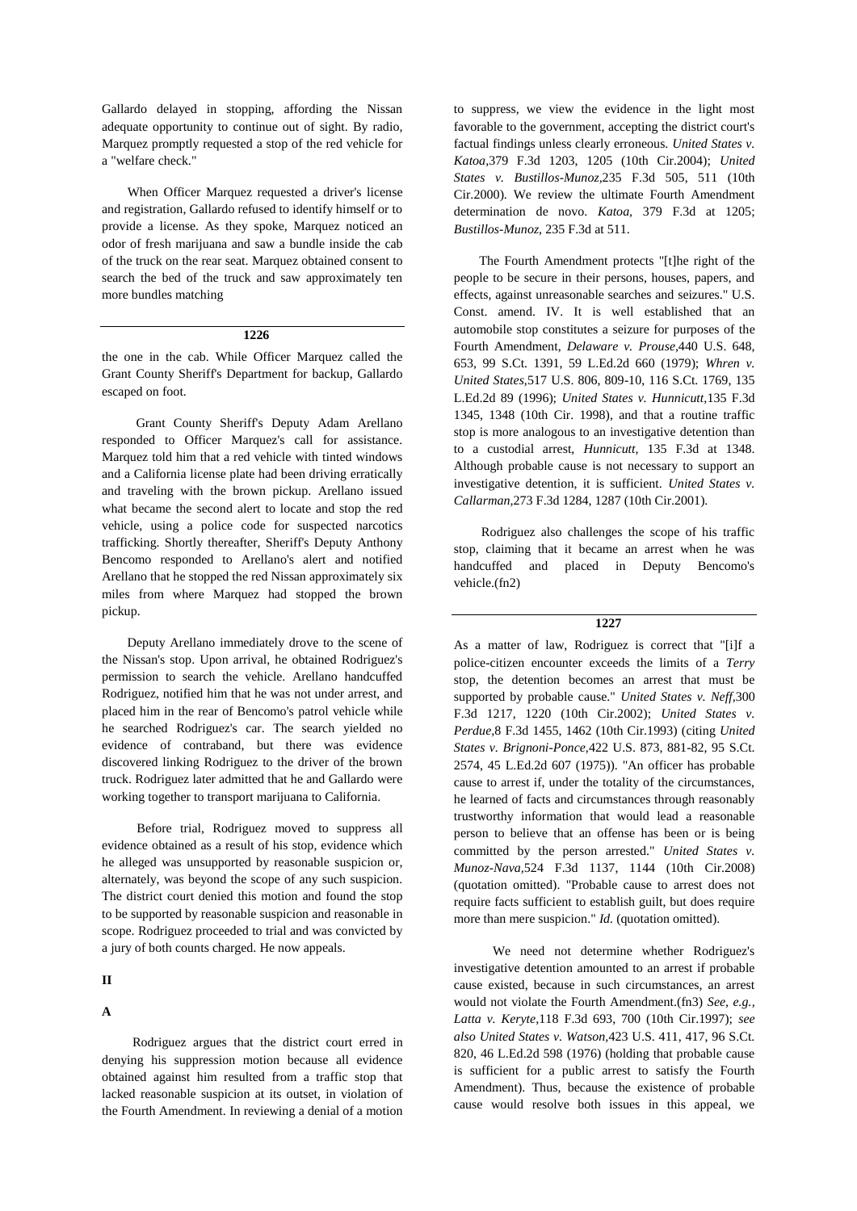Gallardo delayed in stopping, affording the Nissan adequate opportunity to continue out of sight. By radio, Marquez promptly requested a stop of the red vehicle for a "welfare check."

When Officer Marquez requested a driver's license and registration, Gallardo refused to identify himself or to provide a license. As they spoke, Marquez noticed an odor of fresh marijuana and saw a bundle inside the cab of the truck on the rear seat. Marquez obtained consent to search the bed of the truck and saw approximately ten more bundles matching

**1226**

the one in the cab. While Officer Marquez called the Grant County Sheriff's Department for backup, Gallardo escaped on foot.

Grant County Sheriff's Deputy Adam Arellano responded to Officer Marquez's call for assistance. Marquez told him that a red vehicle with tinted windows and a California license plate had been driving erratically and traveling with the brown pickup. Arellano issued what became the second alert to locate and stop the red vehicle, using a police code for suspected narcotics trafficking. Shortly thereafter, Sheriff's Deputy Anthony Bencomo responded to Arellano's alert and notified Arellano that he stopped the red Nissan approximately six miles from where Marquez had stopped the brown pickup.

Deputy Arellano immediately drove to the scene of the Nissan's stop. Upon arrival, he obtained Rodriguez's permission to search the vehicle. Arellano handcuffed Rodriguez, notified him that he was not under arrest, and placed him in the rear of Bencomo's patrol vehicle while he searched Rodriguez's car. The search yielded no evidence of contraband, but there was evidence discovered linking Rodriguez to the driver of the brown truck. Rodriguez later admitted that he and Gallardo were working together to transport marijuana to California.

Before trial, Rodriguez moved to suppress all evidence obtained as a result of his stop, evidence which he alleged was unsupported by reasonable suspicion or, alternately, was beyond the scope of any such suspicion. The district court denied this motion and found the stop to be supported by reasonable suspicion and reasonable in scope. Rodriguez proceeded to trial and was convicted by a jury of both counts charged. He now appeals.

## II

### A

Rodriguez argues that the district court erred in denying his suppression motion because all evidence obtained against him resulted from a traffic stop that lacked reasonable suspicion at its outset, in violation of the Fourth Amendment. In reviewing a denial of a motion to suppress, we view the evidence in the light most favorable to the government, accepting the district court's factual findings unless clearly erroneous. *United States v. Katoa,*379 F.3d 1203, 1205 (10th Cir.2004); *United States v. Bustillos-Munoz,*235 F.3d 505, 511 (10th Cir.2000). We review the ultimate Fourth Amendment determination de novo. *Katoa,* 379 F.3d at 1205; *Bustillos-Munoz,* 235 F.3d at 511.

The Fourth Amendment protects "[t]he right of the people to be secure in their persons, houses, papers, and effects, against unreasonable searches and seizures." U.S. Const. amend. IV. It is well established that an automobile stop constitutes a seizure for purposes of the Fourth Amendment, *Delaware v. Prouse,*440 U.S. 648, 653, 99 S.Ct. 1391, 59 L.Ed.2d 660 (1979); *Whren v. United States,*517 U.S. 806, 809-10, 116 S.Ct. 1769, 135 L.Ed.2d 89 (1996); *United States v. Hunnicutt,*135 F.3d 1345, 1348 (10th Cir. 1998), and that a routine traffic stop is more analogous to an investigative detention than to a custodial arrest, *Hunnicutt,* 135 F.3d at 1348. Although probable cause is not necessary to support an investigative detention, it is sufficient. *United States v. Callarman,*273 F.3d 1284, 1287 (10th Cir.2001).

Rodriguez also challenges the scope of his traffic stop, claiming that it became an arrest when he was handcuffed and placed in Deputy Bencomo's vehicle.(fn2)

**1227**

As a matter of law, Rodriguez is correct that "[i]f a police-citizen encounter exceeds the limits of a *Terry* stop, the detention becomes an arrest that must be supported by probable cause." *United States v. Neff,*300 F.3d 1217, 1220 (10th Cir.2002); *United States v. Perdue,*8 F.3d 1455, 1462 (10th Cir.1993) (citing *United States v. Brignoni-Ponce,*422 U.S. 873, 881-82, 95 S.Ct. 2574, 45 L.Ed.2d 607 (1975)). "An officer has probable cause to arrest if, under the totality of the circumstances, he learned of facts and circumstances through reasonably trustworthy information that would lead a reasonable person to believe that an offense has been or is being committed by the person arrested." *United States v. Munoz-Nava,*524 F.3d 1137, 1144 (10th Cir.2008) (quotation omitted). "Probable cause to arrest does not require facts sufficient to establish guilt, but does require more than mere suspicion." *Id.* (quotation omitted).

We need not determine whether Rodriguez's investigative detention amounted to an arrest if probable cause existed, because in such circumstances, an arrest would not violate the Fourth Amendment.(fn3) *See, e.g., Latta v. Keryte,*118 F.3d 693, 700 (10th Cir.1997); *see also United States v. Watson,*423 U.S. 411, 417, 96 S.Ct. 820, 46 L.Ed.2d 598 (1976) (holding that probable cause is sufficient for a public arrest to satisfy the Fourth Amendment). Thus, because the existence of probable cause would resolve both issues in this appeal, we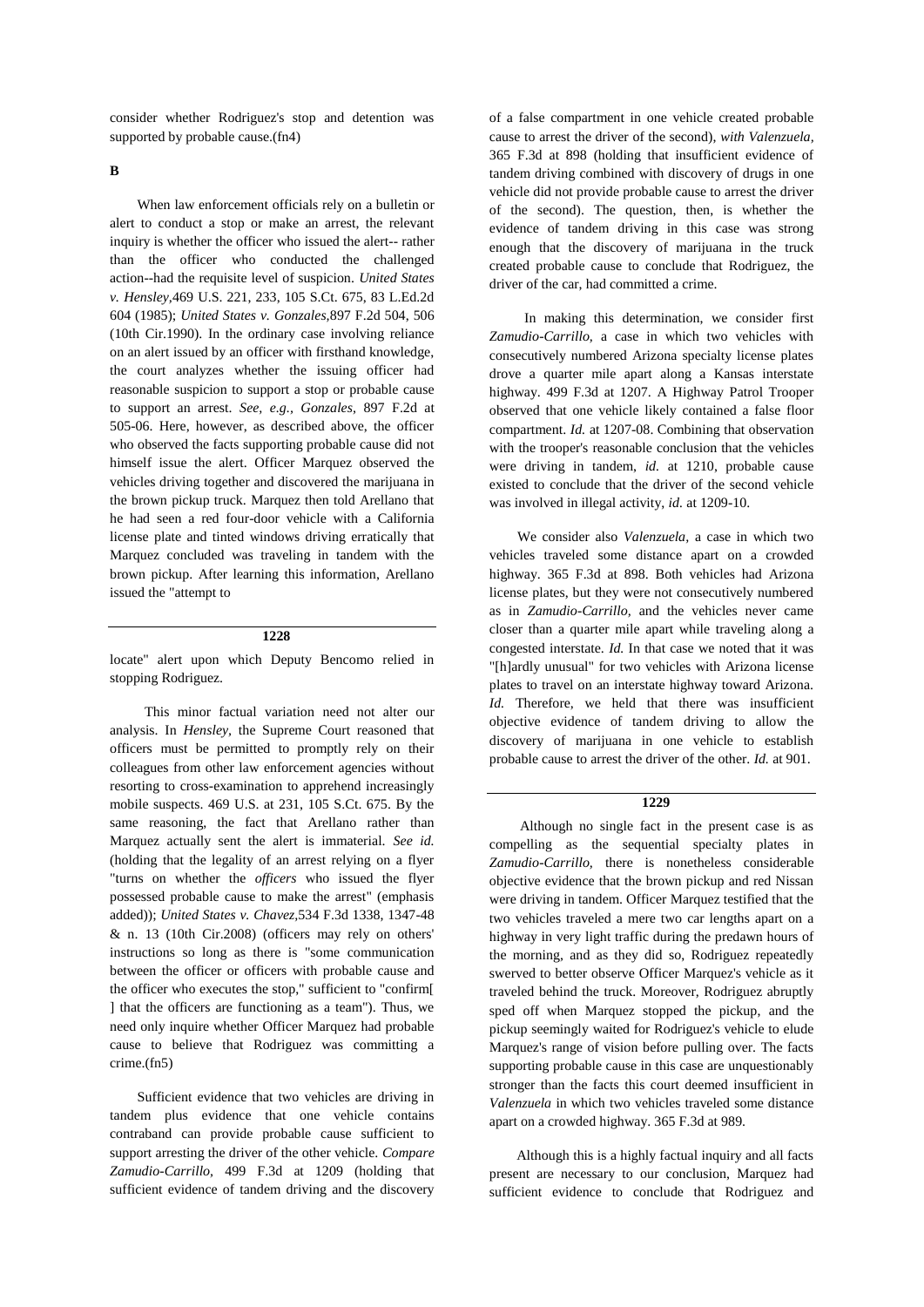consider whether Rodriguez's stop and detention was supported by probable cause.(fn4)

**B**

When law enforcement officials rely on a bulletin or alert to conduct a stop or make an arrest, the relevant inquiry is whether the officer who issued the alert-- rather than the officer who conducted the challenged action--had the requisite level of suspicion. *United States v. Hensley,*469 U.S. 221, 233, 105 S.Ct. 675, 83 L.Ed.2d 604 (1985); *United States v. Gonzales,*897 F.2d 504, 506 (10th Cir.1990). In the ordinary case involving reliance on an alert issued by an officer with firsthand knowledge, the court analyzes whether the issuing officer had reasonable suspicion to support a stop or probable cause to support an arrest. *See, e.g., Gonzales,* 897 F.2d at 505-06. Here, however, as described above, the officer who observed the facts supporting probable cause did not himself issue the alert. Officer Marquez observed the vehicles driving together and discovered the marijuana in the brown pickup truck. Marquez then told Arellano that he had seen a red four-door vehicle with a California license plate and tinted windows driving erratically that Marquez concluded was traveling in tandem with the brown pickup. After learning this information, Arellano issued the "attempt to

**1228**

locate" alert upon which Deputy Bencomo relied in stopping Rodriguez.

This minor factual variation need not alter our analysis. In *Hensley,* the Supreme Court reasoned that officers must be permitted to promptly rely on their colleagues from other law enforcement agencies without resorting to cross-examination to apprehend increasingly mobile suspects. 469 U.S. at 231, 105 S.Ct. 675. By the same reasoning, the fact that Arellano rather than Marquez actually sent the alert is immaterial. *See id.* (holding that the legality of an arrest relying on a flyer "turns on whether the *officers* who issued the flyer possessed probable cause to make the arrest" (emphasis added)); *United States v. Chavez,*534 F.3d 1338, 1347-48 & n. 13 (10th Cir.2008) (officers may rely on others' instructions so long as there is "some communication between the officer or officers with probable cause and the officer who executes the stop," sufficient to "confirm[ ] that the officers are functioning as a team"). Thus, we need only inquire whether Officer Marquez had probable cause to believe that Rodriguez was committing a crime.(fn5)

Sufficient evidence that two vehicles are driving in tandem plus evidence that one vehicle contains contraband can provide probable cause sufficient to support arresting the driver of the other vehicle. *Compare Zamudio-Carrillo,* 499 F.3d at 1209 (holding that sufficient evidence of tandem driving and the discovery of a false compartment in one vehicle created probable cause to arrest the driver of the second), *with Valenzuela,* 365 F.3d at 898 (holding that insufficient evidence of tandem driving combined with discovery of drugs in one vehicle did not provide probable cause to arrest the driver of the second). The question, then, is whether the evidence of tandem driving in this case was strong enough that the discovery of marijuana in the truck created probable cause to conclude that Rodriguez, the driver of the car, had committed a crime.

In making this determination, we consider first *Zamudio-Carrillo,* a case in which two vehicles with consecutively numbered Arizona specialty license plates drove a quarter mile apart along a Kansas interstate highway. 499 F.3d at 1207. A Highway Patrol Trooper observed that one vehicle likely contained a false floor compartment. *Id.* at 1207-08. Combining that observation with the trooper's reasonable conclusion that the vehicles were driving in tandem, *id.* at 1210, probable cause existed to conclude that the driver of the second vehicle was involved in illegal activity, *id.* at 1209-10.

We consider also *Valenzuela,* a case in which two vehicles traveled some distance apart on a crowded highway. 365 F.3d at 898. Both vehicles had Arizona license plates, but they were not consecutively numbered as in *Zamudio-Carrillo,* and the vehicles never came closer than a quarter mile apart while traveling along a congested interstate. *Id.* In that case we noted that it was "[h]ardly unusual" for two vehicles with Arizona license plates to travel on an interstate highway toward Arizona. *Id.* Therefore, we held that there was insufficient objective evidence of tandem driving to allow the discovery of marijuana in one vehicle to establish probable cause to arrest the driver of the other. *Id.* at 901.

**1229**

Although no single fact in the present case is as compelling as the sequential specialty plates in *Zamudio-Carrillo,* there is nonetheless considerable objective evidence that the brown pickup and red Nissan were driving in tandem. Officer Marquez testified that the two vehicles traveled a mere two car lengths apart on a highway in very light traffic during the predawn hours of the morning, and as they did so, Rodriguez repeatedly swerved to better observe Officer Marquez's vehicle as it traveled behind the truck. Moreover, Rodriguez abruptly sped off when Marquez stopped the pickup, and the pickup seemingly waited for Rodriguez's vehicle to elude Marquez's range of vision before pulling over. The facts supporting probable cause in this case are unquestionably stronger than the facts this court deemed insufficient in *Valenzuela* in which two vehicles traveled some distance apart on a crowded highway. 365 F.3d at 989.

Although this is a highly factual inquiry and all facts present are necessary to our conclusion, Marquez had sufficient evidence to conclude that Rodriguez and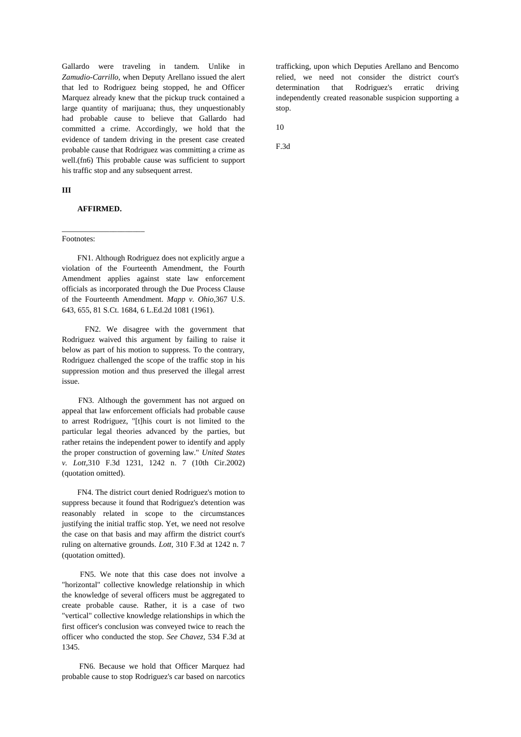Gallardo were traveling in tandem. Unlike in *Zamudio-Carrillo*, when Deputy Arellano issued the alert that led to Rodriguez being stopped, he and Officer Marquez already knew that the pickup truck contained a large quantity of marijuana; thus, they unquestionably had probable cause to believe that Gallardo had committed a crime. Accordingly, we hold that the evidence of tandem driving in the present case created probable cause that Rodriguez was committing a crime as well.(fn6) This probable cause was sufficient to support his traffic stop and any subsequent arrest.

**III**

**AFFIRMED.**

---

Footnotes:

FN1. Although Rodriguez does not explicitly argue a violation of the Fourteenth Amendment, the Fourth Amendment applies against state law enforcement officials as incorporated through the Due Process Clause of the Fourteenth Amendment. *Mapp v. Ohio*,367 U.S. 643, 655, 81 S.Ct. 1684, 6 L.Ed.2d 1081 (1961).

FN2. We disagree with the government that Rodriguez waived this argument by failing to raise it below as part of his motion to suppress. To the contrary, Rodriguez challenged the scope of the traffic stop in his suppression motion and thus preserved the illegal arrest issue.

FN3. Although the government has not argued on appeal that law enforcement officials had probable cause to arrest Rodriguez, "[t]his court is not limited to the particular legal theories advanced by the parties, but rather retains the independent power to identify and apply the proper construction of governing law." *United States v. Lott*,310 F.3d 1231, 1242 n. 7 (10th Cir.2002) (quotation omitted).

FN4. The district court denied Rodriguez's motion to suppress because it found that Rodriguez's detention was reasonably related in scope to the circumstances justifying the initial traffic stop. Yet, we need not resolve the case on that basis and may affirm the district court's ruling on alternative grounds. *Lott*, 310 F.3d at 1242 n. 7 (quotation omitted).

FN5. We note that this case does not involve a "horizontal" collective knowledge relationship in which the knowledge of several officers must be aggregated to create probable cause. Rather, it is a case of two "vertical" collective knowledge relationships in which the first officer's conclusion was conveyed twice to reach the officer who conducted the stop. *See Chavez*, 534 F.3d at 1345.

FN6. Because we hold that Officer Marquez had probable cause to stop Rodriguez's car based on narcotics trafficking, upon which Deputies Arellano and Bencomo relied, we need not consider the district court's determination that Rodriguez's erratic driving independently created reasonable suspicion supporting a stop.

10

F.3d